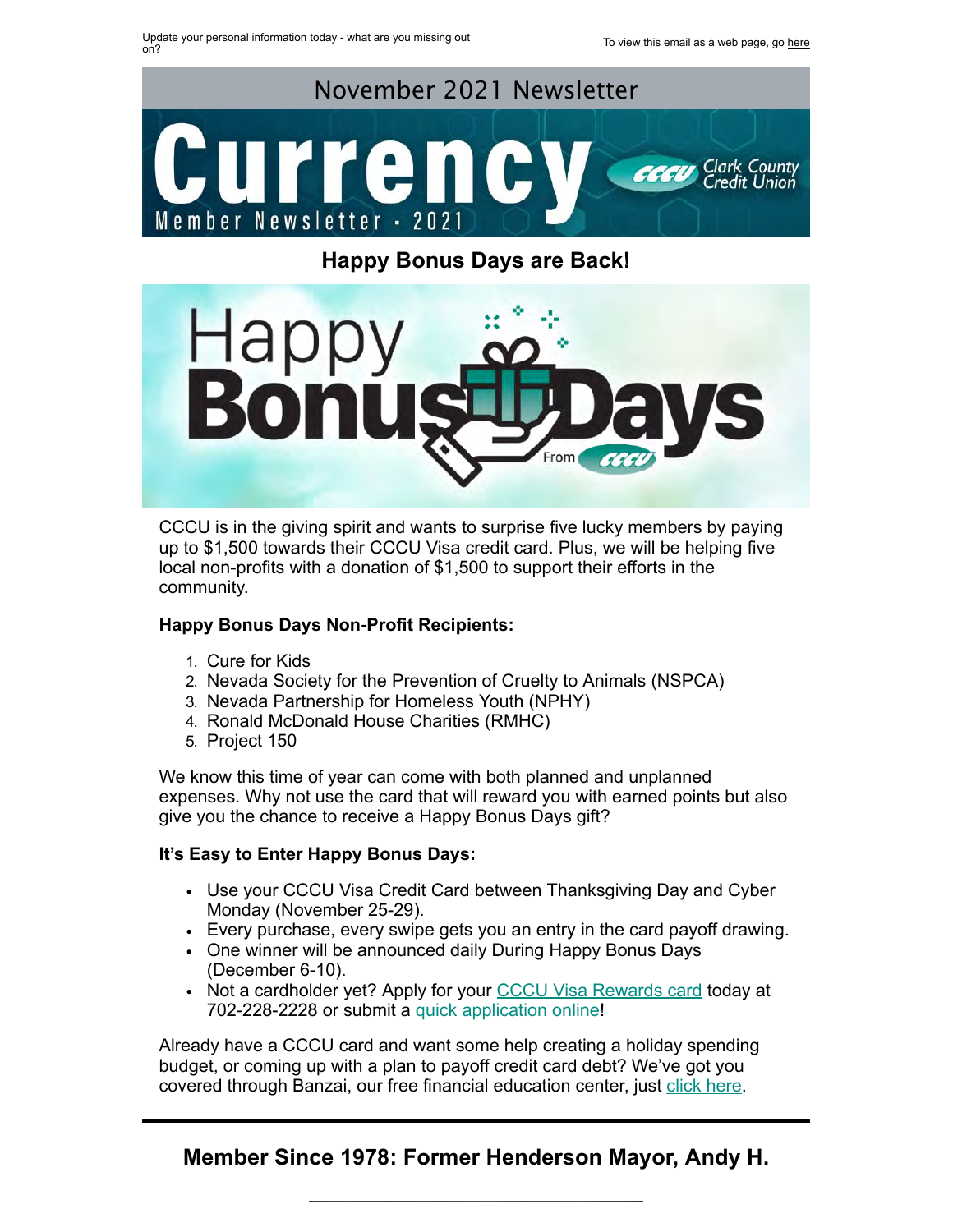Update your personal information today - what are you missing out on?

To view this email as a web page, go here

November 2021 Newsletter

# Currency

Member Newsletter · 2021

Clark County Credit Union

## Happy Bonus Days are Back!

Happy Bonus Days From CCCU

CCCU is in the giving spirit and wants to surprise five lucky members by paying up to $1,500 towards their CCCU Visa credit card. Plus, we will be helping five local non-profits with a donation of $1,500 to support their efforts in the community.

**Happy Bonus Days Non-Profit Recipients:**

1. Cure for Kids
2. Nevada Society for the Prevention of Cruelty to Animals (NSPCA)
3. Nevada Partnership for Homeless Youth (NPHY)
4. Ronald McDonald House Charities (RMHC)
5. Project 150

We know this time of year can come with both planned and unplanned expenses. Why not use the card that will reward you with earned points but also give you the chance to receive a Happy Bonus Days gift?

**It's Easy to Enter Happy Bonus Days:**

- Use your CCCU Visa Credit Card between Thanksgiving Day and Cyber Monday (November 25-29).
- Every purchase, every swipe gets you an entry in the card payoff drawing.
- One winner will be announced daily During Happy Bonus Days (December 6-10).
- Not a cardholder yet? Apply for your CCCU Visa Rewards card today at 702-228-2228 or submit a quick application online!

Already have a CCCU card and want some help creating a holiday spending budget, or coming up with a plan to payoff credit card debt? We've got you covered through Banzai, our free financial education center, just click here.

---

## Member Since 1978: Former Henderson Mayor, Andy H.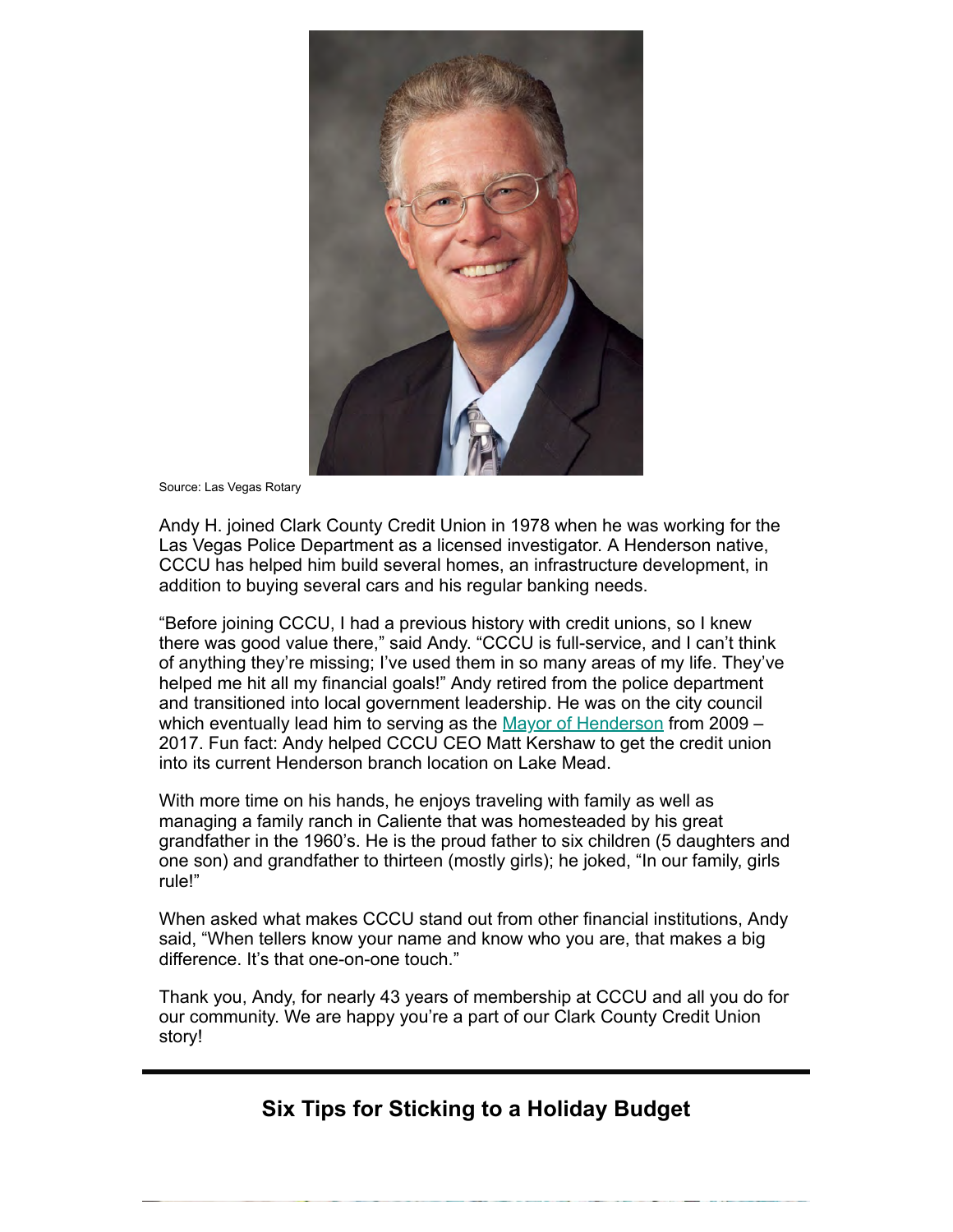Source: Las Vegas Rotary

Andy H. joined Clark County Credit Union in 1978 when he was working for the Las Vegas Police Department as a licensed investigator. A Henderson native, CCCU has helped him build several homes, an infrastructure development, in addition to buying several cars and his regular banking needs.

“Before joining CCCU, I had a previous history with credit unions, so I knew there was good value there,” said Andy. “CCCU is full-service, and I can’t think of anything they’re missing; I’ve used them in so many areas of my life. They’ve helped me hit all my financial goals!” Andy retired from the police department and transitioned into local government leadership. He was on the city council which eventually lead him to serving as the Mayor of Henderson from 2009 – 2017. Fun fact: Andy helped CCCU CEO Matt Kershaw to get the credit union into its current Henderson branch location on Lake Mead.

With more time on his hands, he enjoys traveling with family as well as managing a family ranch in Caliente that was homesteaded by his great grandfather in the 1960’s. He is the proud father to six children (5 daughters and one son) and grandfather to thirteen (mostly girls); he joked, “In our family, girls rule!”

When asked what makes CCCU stand out from other financial institutions, Andy said, “When tellers know your name and know who you are, that makes a big difference. It’s that one-on-one touch.”

Thank you, Andy, for nearly 43 years of membership at CCCU and all you do for our community. We are happy you’re a part of our Clark County Credit Union story!

---

## Six Tips for Sticking to a Holiday Budget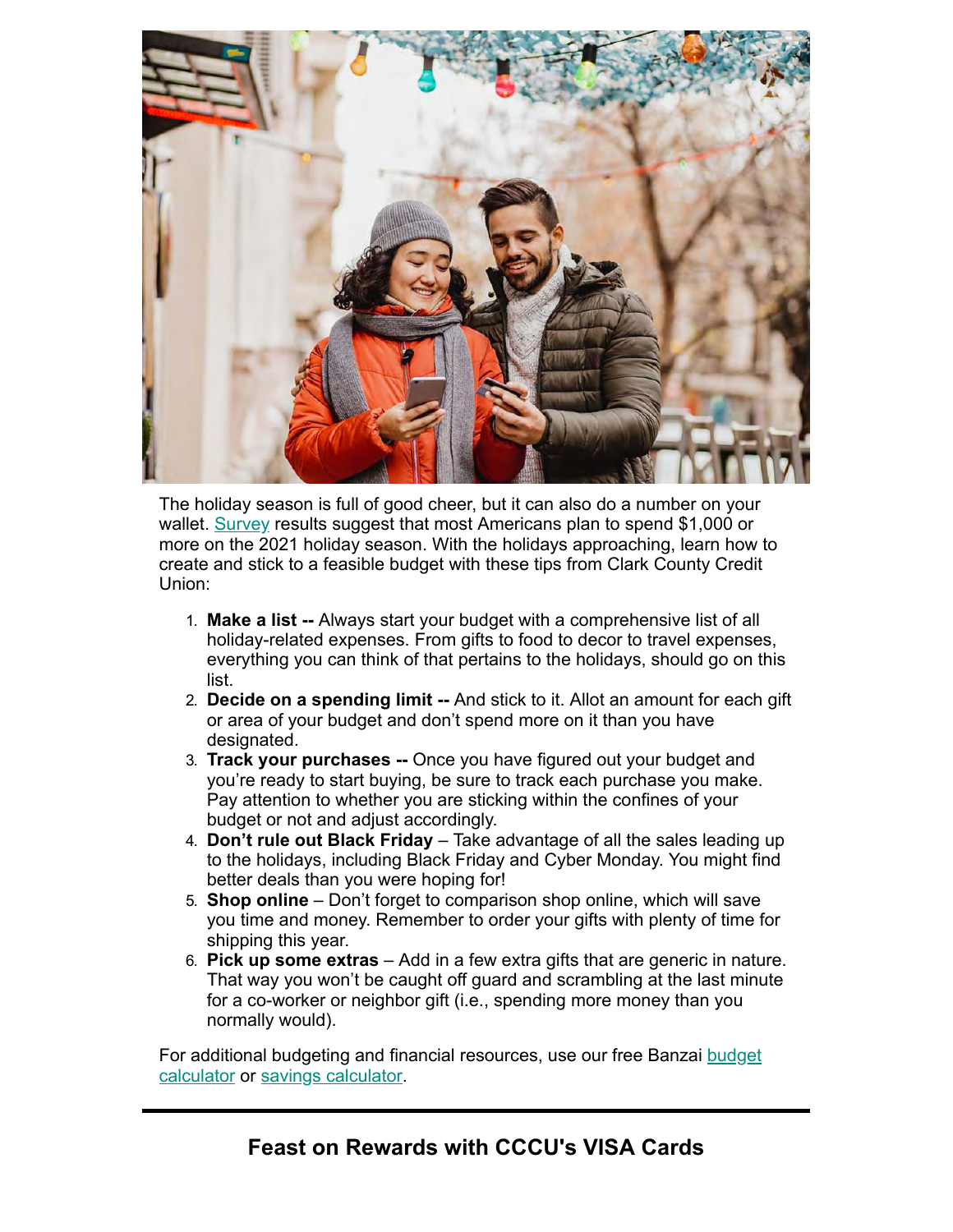The holiday season is full of good cheer, but it can also do a number on your wallet. Survey results suggest that most Americans plan to spend $1,000 or more on the 2021 holiday season. With the holidays approaching, learn how to create and stick to a feasible budget with these tips from Clark County Credit Union:

1. **Make a list --** Always start your budget with a comprehensive list of all holiday-related expenses. From gifts to food to decor to travel expenses, everything you can think of that pertains to the holidays, should go on this list.
2. **Decide on a spending limit --** And stick to it. Allot an amount for each gift or area of your budget and don't spend more on it than you have designated.
3. **Track your purchases --** Once you have figured out your budget and you're ready to start buying, be sure to track each purchase you make. Pay attention to whether you are sticking within the confines of your budget or not and adjust accordingly.
4. **Don't rule out Black Friday** – Take advantage of all the sales leading up to the holidays, including Black Friday and Cyber Monday. You might find better deals than you were hoping for!
5. **Shop online** – Don't forget to comparison shop online, which will save you time and money. Remember to order your gifts with plenty of time for shipping this year.
6. **Pick up some extras** – Add in a few extra gifts that are generic in nature. That way you won't be caught off guard and scrambling at the last minute for a co-worker or neighbor gift (i.e., spending more money than you normally would).

For additional budgeting and financial resources, use our free Banzai budget calculator or savings calculator.

---

## Feast on Rewards with CCCU's VISA Cards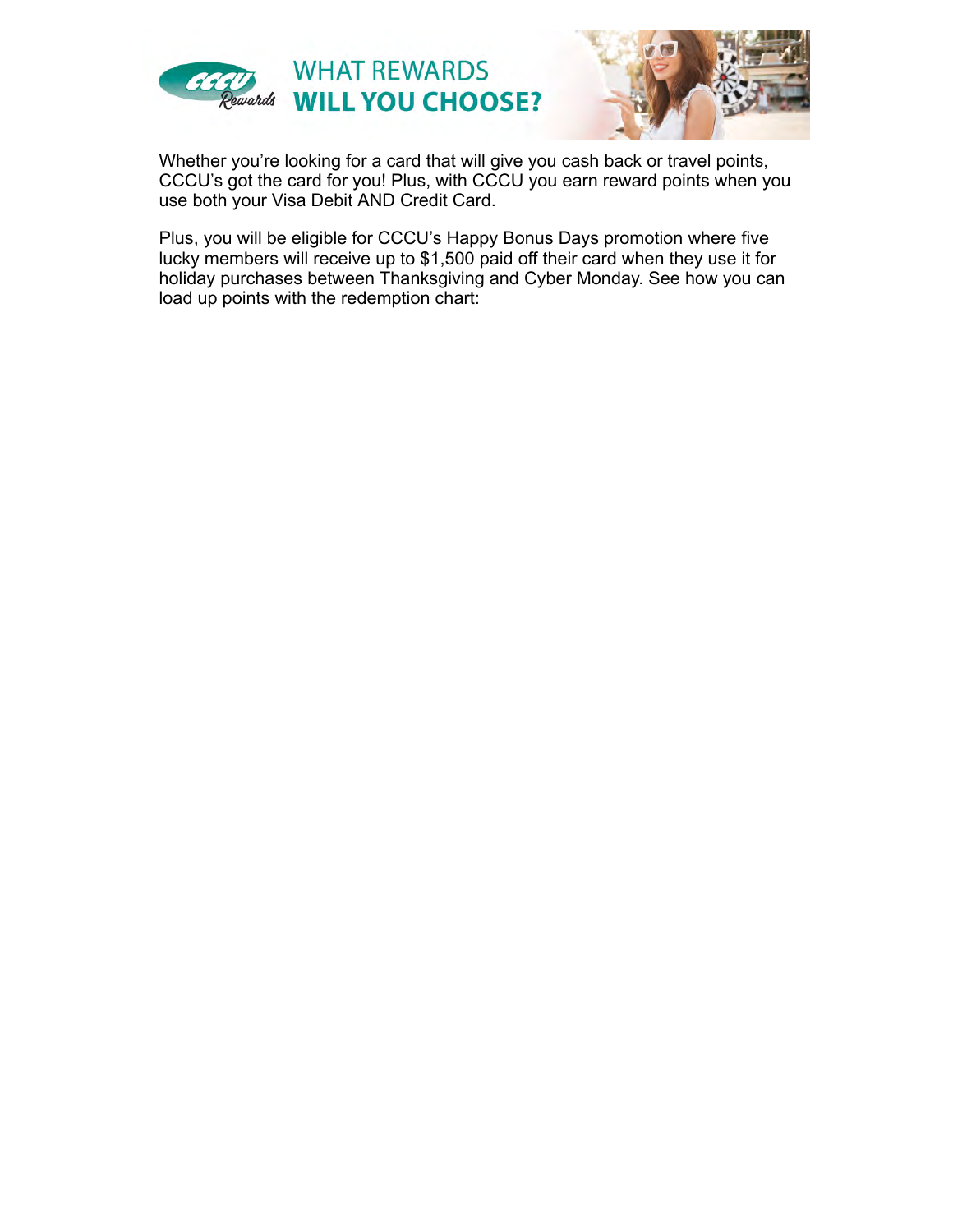# WHAT REWARDS WILL YOU CHOOSE?

Whether you're looking for a card that will give you cash back or travel points, CCCU's got the card for you! Plus, with CCCU you earn reward points when you use both your Visa Debit AND Credit Card.

Plus, you will be eligible for CCCU's Happy Bonus Days promotion where five lucky members will receive up to $1,500 paid off their card when they use it for holiday purchases between Thanksgiving and Cyber Monday. See how you can load up points with the redemption chart: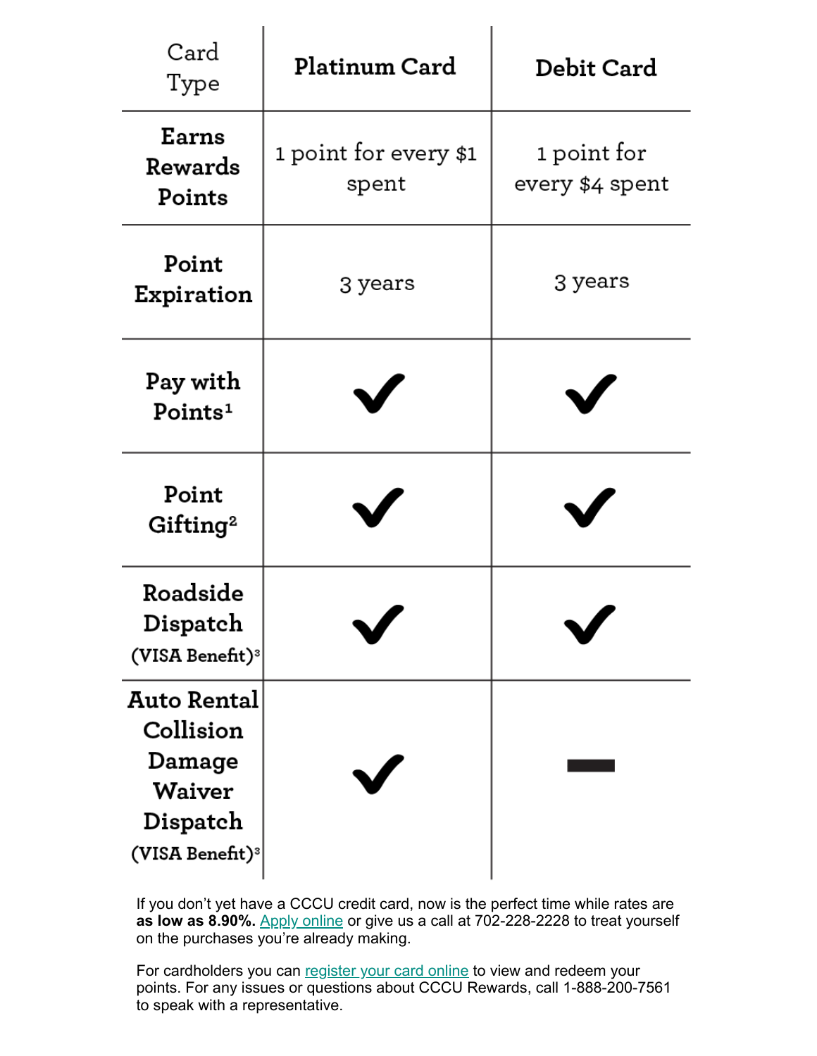| Card Type | Platinum Card | Debit Card |
|---|---|---|
| **Earns Rewards Points** | 1 point for every $1 spent | 1 point for every $4 spent |
| **Point Expiration** | 3 years | 3 years |
| **Pay with Points**[1] | ✔ | ✔ |
| **Point Gifting**[2] | ✔ | ✔ |
| **Roadside Dispatch (VISA Benefit)**[3] | ✔ | ✔ |
| **Auto Rental Collision Damage Waiver Dispatch (VISA Benefit)**[3] | ✔ | — |

If you don't yet have a CCCU credit card, now is the perfect time while rates are **as low as 8.90%.** Apply online or give us a call at 702-228-2228 to treat yourself on the purchases you're already making.

For cardholders you can register your card online to view and redeem your points. For any issues or questions about CCCU Rewards, call 1-888-200-7561 to speak with a representative.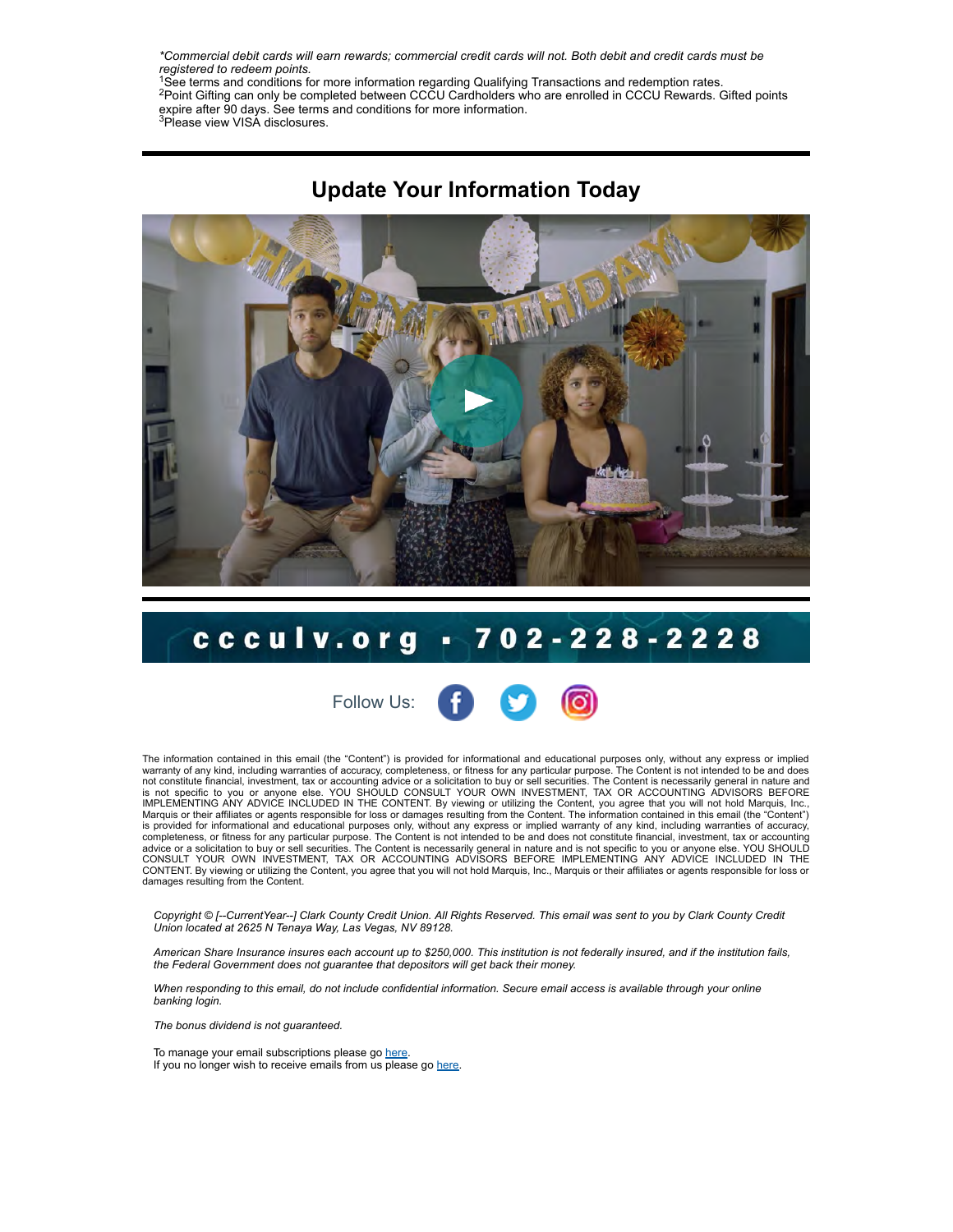*Commercial debit cards will earn rewards; commercial credit cards will not. Both debit and credit cards must be registered to redeem points.*
[1]See terms and conditions for more information regarding Qualifying Transactions and redemption rates.
[2]Point Gifting can only be completed between CCCU Cardholders who are enrolled in CCCU Rewards. Gifted points expire after 90 days. See terms and conditions for more information.
[3]Please view VISA disclosures.

---

## Update Your Information Today

---

cccu lv.org · 702-228-2228

Follow Us:

The information contained in this email (the "Content") is provided for informational and educational purposes only, without any express or implied warranty of any kind, including warranties of accuracy, completeness, or fitness for any particular purpose. The Content is not intended to be and does not constitute financial, investment, tax or accounting advice or a solicitation to buy or sell securities. The Content is necessarily general in nature and is not specific to you or anyone else. YOU SHOULD CONSULT YOUR OWN INVESTMENT, TAX OR ACCOUNTING ADVISORS BEFORE IMPLEMENTING ANY ADVICE INCLUDED IN THE CONTENT. By viewing or utilizing the Content, you agree that you will not hold Marquis, Inc., Marquis or their affiliates or agents responsible for loss or damages resulting from the Content. The information contained in this email (the "Content") is provided for informational and educational purposes only, without any express or implied warranty of any kind, including warranties of accuracy, completeness, or fitness for any particular purpose. The Content is not intended to be and does not constitute financial, investment, tax or accounting advice or a solicitation to buy or sell securities. The Content is necessarily general in nature and is not specific to you or anyone else. YOU SHOULD CONSULT YOUR OWN INVESTMENT, TAX OR ACCOUNTING ADVISORS BEFORE IMPLEMENTING ANY ADVICE INCLUDED IN THE CONTENT. By viewing or utilizing the Content, you agree that you will not hold Marquis, Inc., Marquis or their affiliates or agents responsible for loss or damages resulting from the Content.

*Copyright © [--CurrentYear--] Clark County Credit Union. All Rights Reserved. This email was sent to you by Clark County Credit Union located at 2625 N Tenaya Way, Las Vegas, NV 89128.*

*American Share Insurance insures each account up to $250,000. This institution is not federally insured, and if the institution fails, the Federal Government does not guarantee that depositors will get back their money.*

*When responding to this email, do not include confidential information. Secure email access is available through your online banking login.*

*The bonus dividend is not guaranteed.*

To manage your email subscriptions please go here.
If you no longer wish to receive emails from us please go here.